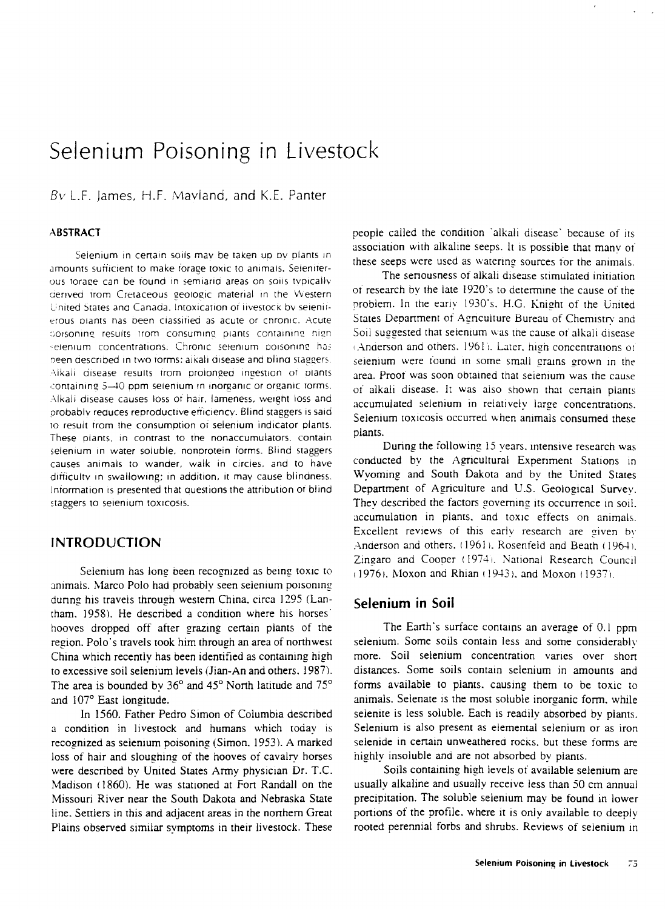# Selenium Poisoning in Livestock

*By L.F. James, H.F. Mayland, and K.E. Panter*

### ABSTRACT

Selenium in certain soils may be taken up by plants in amounts sufficient to make forage toxic to animals. Seleniferous forage can be found in semiarid areas on soils typically derived from Cretaceous geologic material in the Western United States and Canada. Intoxication of livestock by seleniferous plants has been classified as acute or chronic. Acute poisoning results from consuming plants containing high selenium concentrations. Chronic selenium poisoning has been described in two forms: alkali disease and blind staggers. Alkali disease results from prolonged ingestion of plants containing 5–40 ppm selenium in inorganic or organic forms. Alkali disease causes loss of hair, lameness, weight loss and probably reduces reproductive efficiency. Blind staggers is said to result from the consumption of selenium indicator plants. These plants, in contrast to the nonaccumulators, contain selenium in water soluble, nonprotein forms. Blind staggers causes animals to wander, walk in circles, and to have difficulty in swallowing; in addition, it may cause blindness. Information is presented that questions the attribution of blind staggers to selenium toxicosis.

## INTRODUCTION

Selenium has long been recognized as being toxic to animals. Marco Polo had probably seen selenium poisoning during his travels through western China, circa 1295 (Lantham, 1958). He described a condition where his horses' hooves dropped off after grazing certain plants of the region. Polo's travels took him through an area of northwest China which recently has been identified as containing high to excessive soil selenium levels (Jian-An and others, 1987). The area is bounded by 36° and 45° North latitude and 75° and 107° East longitude.

In 1560, Father Pedro Simon of Columbia described a condition in livestock and humans which today is recognized as selenium poisoning (Simon, 1953). A marked loss of hair and sloughing of the hooves of cavalry horses were described by United States Army physician Dr. T.C. Madison (1860). He was stationed at Fort Randall on the Missouri River near the South Dakota and Nebraska State line. Settlers in this and adjacent areas in the northern Great Plains observed similar symptoms in their livestock. These people called the condition 'alkali disease' because of its association with alkaline seeps. It is possible that many of these seeps were used as watering sources for the animals.

The seriousness of alkali disease stimulated initiation of research by the late 1920's to determine the cause of the problem. In the early 1930's, H.G. Knight of the United States Department of Agriculture Bureau of Chemistry and Soil suggested that selenium was the cause of alkali disease (Anderson and others, 1961). Later, high concentrations of selenium were found in some small grains grown in the area. Proof was soon obtained that selenium was the cause of alkali disease. It was also shown that certain plants accumulated selenium in relatively large concentrations. Selenium toxicosis occurred when animals consumed these plants.

During the following 15 years, intensive research was conducted by the Agricultural Experiment Stations in Wyoming and South Dakota and by the United States Department of Agriculture and U.S. Geological Survey. They described the factors governing its occurrence in soil, accumulation in plants, and toxic effects on animals. Excellent reviews of this early research are given by Anderson and others (1961), Rosenfeld and Beath (1964), Zingaro and Cooper (1974), National Research Council (1976), Moxon and Rhian (1943), and Moxon (1937).

## Selenium in Soil

The Earth's surface contains an average of 0.1 ppm selenium. Some soils contain less and some considerably more. Soil selenium concentration varies over short distances. Some soils contain selenium in amounts and forms available to plants, causing them to be toxic to animals. Selenate is the most soluble inorganic form, while selenite is less soluble. Each is readily absorbed by plants. Selenium is also present as elemental selenium or as iron selenide in certain unweathered rocks, but these forms are highly insoluble and are not absorbed by plants.

Soils containing high levels of available selenium are usually alkaline and usually receive less than 50 cm annual precipitation. The soluble selenium may be found in lower portions of the profile, where it is only available to deeply rooted perennial forbs and shrubs. Reviews of selenium in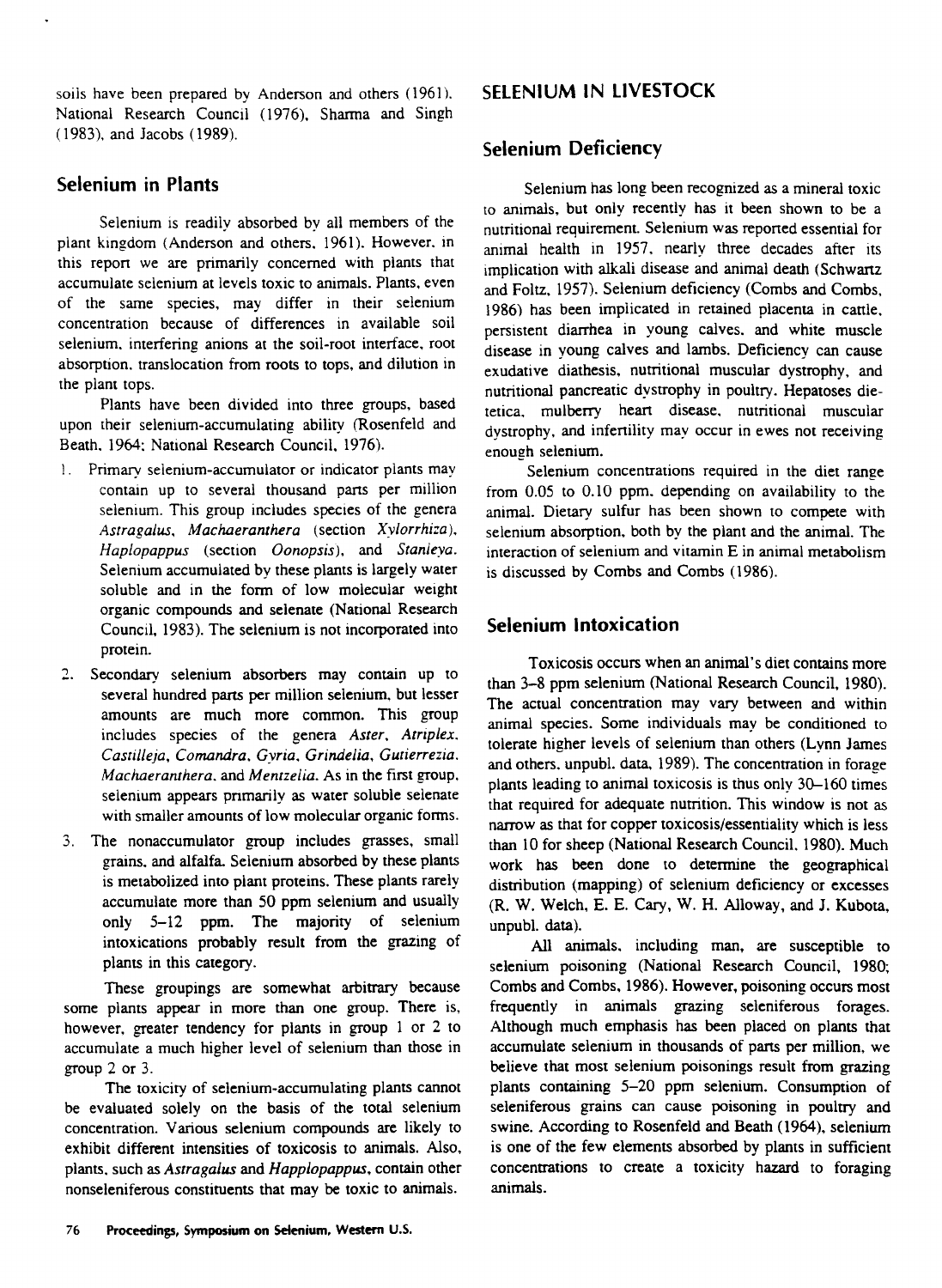soils have been prepared by Anderson and others (1961), National Research Council (1976), Sharma and Singh (1983), and Jacobs (1989).

## Selenium in Plants

Selenium is readily absorbed by all members of the plant kingdom (Anderson and others, 1961). However, in this report we are primarily concerned with plants that accumulate selenium at levels toxic to animals. Plants, even of the same species, may differ in their selenium concentration because of differences in available soil selenium, interfering anions at the soil-root interface, root absorption, translocation from roots to tops, and dilution in the plant tops.

Plants have been divided into three groups, based upon their selenium-accumulating ability (Rosenfeld and Beath, 1964; National Research Council, 1976).

1. Primary selenium-accumulator or indicator plants may contain up to several thousand parts per million selenium. This group includes species of the genera *Astragalus*, *Machaeranthera* (section *Xylorrhiza*), *Haplopappus* (section *Oonopsis*), and *Stanleya*. Selenium accumulated by these plants is largely water soluble and in the form of low molecular weight organic compounds and selenate (National Research Council, 1983). The selenium is not incorporated into protein.
2. Secondary selenium absorbers may contain up to several hundred parts per million selenium, but lesser amounts are much more common. This group includes species of the genera *Aster*, *Atriplex*, *Castilleja*, *Comandra*, *Gyria*, *Grindelia*, *Gutierrezia*, *Machaeranthera*, and *Mentzelia*. As in the first group, selenium appears primarily as water soluble selenate with smaller amounts of low molecular organic forms.
3. The nonaccumulator group includes grasses, small grains, and alfalfa. Selenium absorbed by these plants is metabolized into plant proteins. These plants rarely accumulate more than 50 ppm selenium and usually only 5–12 ppm. The majority of selenium intoxications probably result from the grazing of plants in this category.

These groupings are somewhat arbitrary because some plants appear in more than one group. There is, however, greater tendency for plants in group 1 or 2 to accumulate a much higher level of selenium than those in group 2 or 3.

The toxicity of selenium-accumulating plants cannot be evaluated solely on the basis of the total selenium concentration. Various selenium compounds are likely to exhibit different intensities of toxicosis to animals. Also, plants, such as *Astragalus* and *Happlopappus*, contain other nonseleniferous constituents that may be toxic to animals.

# SELENIUM IN LIVESTOCK

## Selenium Deficiency

Selenium has long been recognized as a mineral toxic to animals, but only recently has it been shown to be a nutritional requirement. Selenium was reported essential for animal health in 1957, nearly three decades after its implication with alkali disease and animal death (Schwartz and Foltz, 1957). Selenium deficiency (Combs and Combs, 1986) has been implicated in retained placenta in cattle, persistent diarrhea in young calves, and white muscle disease in young calves and lambs. Deficiency can cause exudative diathesis, nutritional muscular dystrophy, and nutritional pancreatic dystrophy in poultry. Hepatoses dietetica, mulberry heart disease, nutritional muscular dystrophy, and infertility may occur in ewes not receiving enough selenium.

Selenium concentrations required in the diet range from 0.05 to 0.10 ppm, depending on availability to the animal. Dietary sulfur has been shown to compete with selenium absorption, both by the plant and the animal. The interaction of selenium and vitamin E in animal metabolism is discussed by Combs and Combs (1986).

## Selenium Intoxication

Toxicosis occurs when an animal's diet contains more than 3–8 ppm selenium (National Research Council, 1980). The actual concentration may vary between and within animal species. Some individuals may be conditioned to tolerate higher levels of selenium than others (Lynn James and others, unpubl. data, 1989). The concentration in forage plants leading to animal toxicosis is thus only 30–160 times that required for adequate nutrition. This window is not as narrow as that for copper toxicosis/essentiality which is less than 10 for sheep (National Research Council, 1980). Much work has been done to determine the geographical distribution (mapping) of selenium deficiency or excesses (R. W. Welch, E. E. Cary, W. H. Alloway, and J. Kubota, unpubl. data).

All animals, including man, are susceptible to selenium poisoning (National Research Council, 1980; Combs and Combs, 1986). However, poisoning occurs most frequently in animals grazing seleniferous forages. Although much emphasis has been placed on plants that accumulate selenium in thousands of parts per million, we believe that most selenium poisonings result from grazing plants containing 5–20 ppm selenium. Consumption of seleniferous grains can cause poisoning in poultry and swine. According to Rosenfeld and Beath (1964), selenium is one of the few elements absorbed by plants in sufficient concentrations to create a toxicity hazard to foraging animals.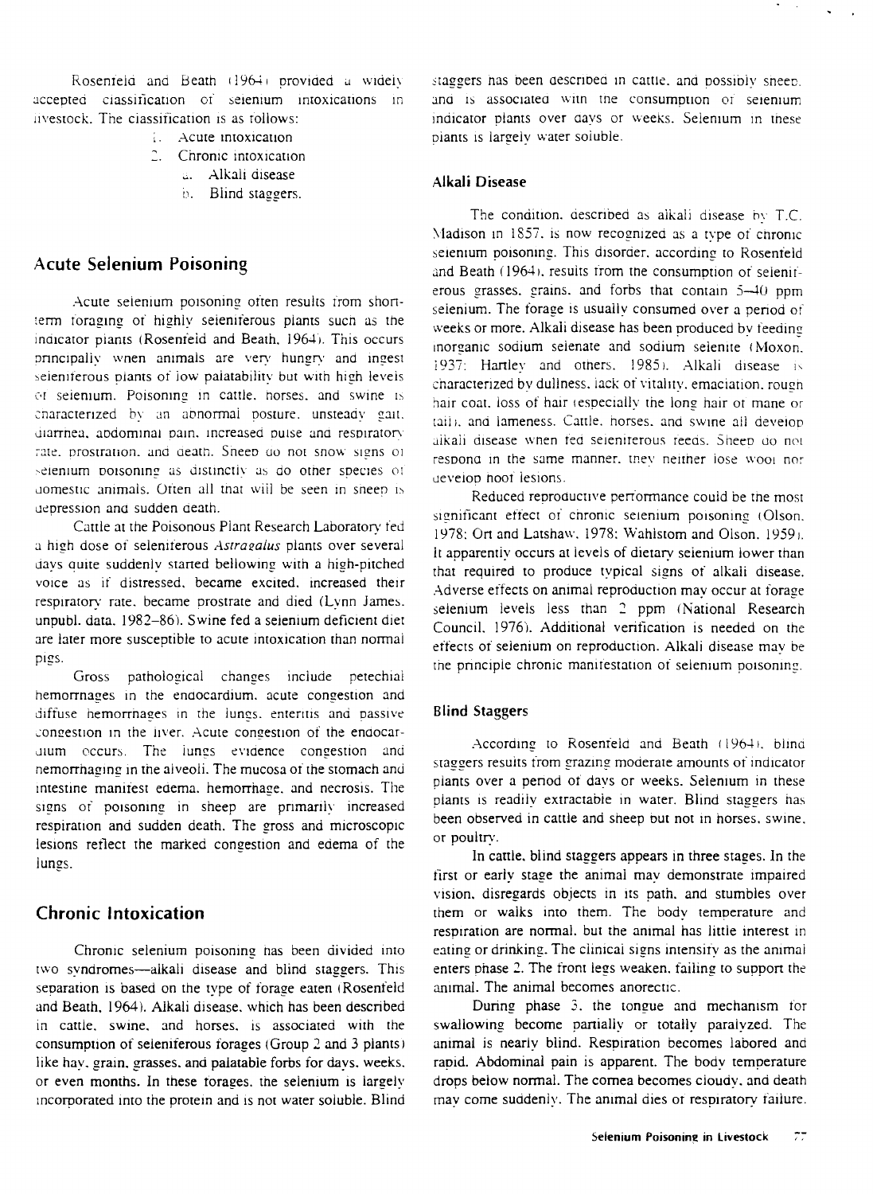Rosenfeld and Beath (1964) provided a widely accepted classification of selenium intoxications in livestock. The classification is as follows:

1. Acute intoxication
2. Chronic intoxication
   a. Alkali disease
   b. Blind staggers.

## Acute Selenium Poisoning

Acute selenium poisoning often results from short-term foraging of highly seleniferous plants such as the indicator plants (Rosenfeld and Beath, 1964). This occurs principally when animals are very hungry and ingest seleniferous plants of low palatability but with high levels of selenium. Poisoning in cattle, horses, and swine is characterized by an abnormal posture, unsteady gait, diarrhea, abdominal pain, increased pulse and respiratory rate, prostration, and death. Sheep do not show signs of selenium poisoning as distinctly as do other species of domestic animals. Often all that will be seen in sheep is depression and sudden death.

Cattle at the Poisonous Plant Research Laboratory fed a high dose of seleniferous *Astragalus* plants over several days quite suddenly started bellowing with a high-pitched voice as if distressed, became excited, increased their respiratory rate, became prostrate and died (Lynn James, unpubl. data, 1982–86). Swine fed a selenium deficient diet are later more susceptible to acute intoxication than normal pigs.

Gross pathological changes include petechial hemorrhages in the endocardium, acute congestion and diffuse hemorrhages in the lungs, enteritis and passive congestion in the liver. Acute congestion of the endocardium occurs. The lungs evidence congestion and hemorrhaging in the alveoli. The mucosa of the stomach and intestine manifest edema, hemorrhage, and necrosis. The signs of poisoning in sheep are primarily increased respiration and sudden death. The gross and microscopic lesions reflect the marked congestion and edema of the lungs.

## Chronic Intoxication

Chronic selenium poisoning has been divided into two syndromes—alkali disease and blind staggers. This separation is based on the type of forage eaten (Rosenfeld and Beath, 1964). Alkali disease, which has been described in cattle, swine, and horses, is associated with the consumption of seleniferous forages (Group 2 and 3 plants) like hay, grain, grasses, and palatable forbs for days, weeks, or even months. In these forages, the selenium is largely incorporated into the protein and is not water soluble. Blind staggers has been described in cattle, and possibly sheep, and is associated with the consumption of selenium indicator plants over days or weeks. Selenium in these plants is largely water soluble.

### Alkali Disease

The condition, described as alkali disease by T.C. Madison in 1857, is now recognized as a type of chronic selenium poisoning. This disorder, according to Rosenfeld and Beath (1964), results from the consumption of seleniferous grasses, grains, and forbs that contain 5–40 ppm selenium. The forage is usually consumed over a period of weeks or more. Alkali disease has been produced by feeding inorganic sodium selenate and sodium selenite (Moxon, 1937; Hartley and others, 1985). Alkali disease is characterized by dullness, lack of vitality, emaciation, rough hair coat, loss of hair (especially the long hair of mane or tail), and lameness. Cattle, horses, and swine all develop alkali disease when fed seleniferous feeds. Sheep do not respond in the same manner, they neither lose wool nor develop hoof lesions.

Reduced reproductive performance could be the most significant effect of chronic selenium poisoning (Olson, 1978; Ort and Latshaw, 1978; Wahlstom and Olson, 1959). It apparently occurs at levels of dietary selenium lower than that required to produce typical signs of alkali disease. Adverse effects on animal reproduction may occur at forage selenium levels less than 2 ppm (National Research Council, 1976). Additional verification is needed on the effects of selenium on reproduction. Alkali disease may be the principle chronic manifestation of selenium poisoning.

### Blind Staggers

According to Rosenfeld and Beath (1964), blind staggers results from grazing moderate amounts of indicator plants over a period of days or weeks. Selenium in these plants is readily extractable in water. Blind staggers has been observed in cattle and sheep but not in horses, swine, or poultry.

In cattle, blind staggers appears in three stages. In the first or early stage the animal may demonstrate impaired vision, disregards objects in its path, and stumbles over them or walks into them. The body temperature and respiration are normal, but the animal has little interest in eating or drinking. The clinical signs intensify as the animal enters phase 2. The front legs weaken, failing to support the animal. The animal becomes anorectic.

During phase 3, the tongue and mechanism for swallowing become partially or totally paralyzed. The animal is nearly blind. Respiration becomes labored and rapid. Abdominal pain is apparent. The body temperature drops below normal. The cornea becomes cloudy, and death may come suddenly. The animal dies of respiratory failure.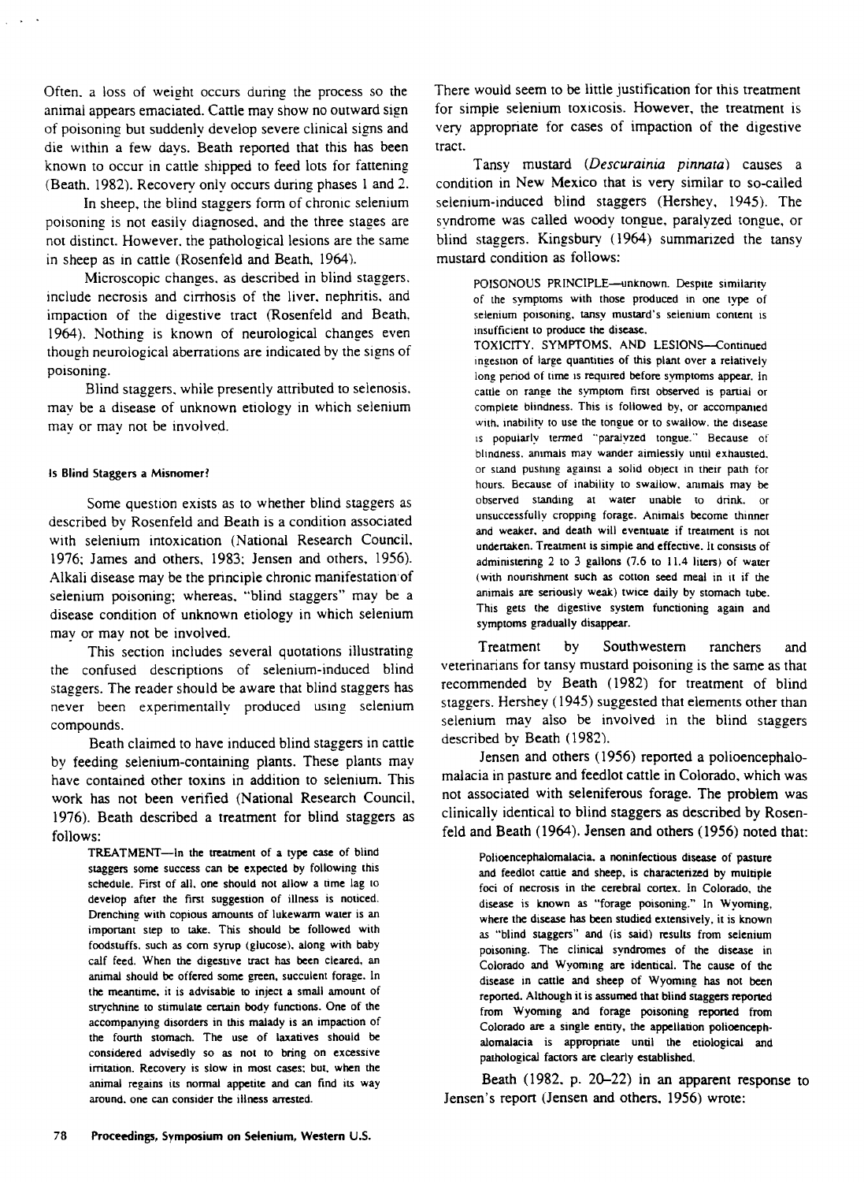Often, a loss of weight occurs during the process so the animal appears emaciated. Cattle may show no outward sign of poisoning but suddenly develop severe clinical signs and die within a few days. Beath reported that this has been known to occur in cattle shipped to feed lots for fattening (Beath, 1982). Recovery only occurs during phases 1 and 2.

In sheep, the blind staggers form of chronic selenium poisoning is not easily diagnosed, and the three stages are not distinct. However, the pathological lesions are the same in sheep as in cattle (Rosenfeld and Beath, 1964).

Microscopic changes, as described in blind staggers, include necrosis and cirrhosis of the liver, nephritis, and impaction of the digestive tract (Rosenfeld and Beath, 1964). Nothing is known of neurological changes even though neurological aberrations are indicated by the signs of poisoning.

Blind staggers, while presently attributed to selenosis, may be a disease of unknown etiology in which selenium may or may not be involved.

#### Is Blind Staggers a Misnomer?

Some question exists as to whether blind staggers as described by Rosenfeld and Beath is a condition associated with selenium intoxication (National Research Council, 1976; James and others, 1983; Jensen and others, 1956). Alkali disease may be the principle chronic manifestation of selenium poisoning; whereas, "blind staggers" may be a disease condition of unknown etiology in which selenium may or may not be involved.

This section includes several quotations illustrating the confused descriptions of selenium-induced blind staggers. The reader should be aware that blind staggers has never been experimentally produced using selenium compounds.

Beath claimed to have induced blind staggers in cattle by feeding selenium-containing plants. These plants may have contained other toxins in addition to selenium. This work has not been verified (National Research Council, 1976). Beath described a treatment for blind staggers as follows:

> TREATMENT—In the treatment of a type case of blind staggers some success can be expected by following this schedule. First of all, one should not allow a time lag to develop after the first suggestion of illness is noticed. Drenching with copious amounts of lukewarm water is an important step to take. This should be followed with foodstuffs, such as corn syrup (glucose), along with baby calf feed. When the digestive tract has been cleared, an animal should be offered some green, succulent forage. In the meantime, it is advisable to inject a small amount of strychnine to stimulate certain body functions. One of the accompanying disorders in this malady is an impaction of the fourth stomach. The use of laxatives should be considered advisedly so as not to bring on excessive irritation. Recovery is slow in most cases; but, when the animal regains its normal appetite and can find its way around, one can consider the illness arrested.

There would seem to be little justification for this treatment for simple selenium toxicosis. However, the treatment is very appropriate for cases of impaction of the digestive tract.

Tansy mustard (*Descurainia pinnata*) causes a condition in New Mexico that is very similar to so-called selenium-induced blind staggers (Hershey, 1945). The syndrome was called woody tongue, paralyzed tongue, or blind staggers. Kingsbury (1964) summarized the tansy mustard condition as follows:

> POISONOUS PRINCIPLE—unknown. Despite similarity of the symptoms with those produced in one type of selenium poisoning, tansy mustard's selenium content is insufficient to produce the disease.
> TOXICITY, SYMPTOMS, AND LESIONS—Continued ingestion of large quantities of this plant over a relatively long period of time is required before symptoms appear. In cattle on range the symptom first observed is partial or complete blindness. This is followed by, or accompanied with, inability to use the tongue or to swallow, the disease is popularly termed "paralyzed tongue." Because of blindness, animals may wander aimlessly until exhausted, or stand pushing against a solid object in their path for hours. Because of inability to swallow, animals may be observed standing at water unable to drink, or unsuccessfully cropping forage. Animals become thinner and weaker, and death will eventuate if treatment is not undertaken. Treatment is simple and effective. It consists of administering 2 to 3 gallons (7.6 to 11.4 liters) of water (with nourishment such as cotton seed meal in it if the animals are seriously weak) twice daily by stomach tube. This gets the digestive system functioning again and symptoms gradually disappear.

Treatment by Southwestern ranchers and veterinarians for tansy mustard poisoning is the same as that recommended by Beath (1982) for treatment of blind staggers. Hershey (1945) suggested that elements other than selenium may also be involved in the blind staggers described by Beath (1982).

Jensen and others (1956) reported a polioencephalomalacia in pasture and feedlot cattle in Colorado, which was not associated with seleniferous forage. The problem was clinically identical to blind staggers as described by Rosenfeld and Beath (1964). Jensen and others (1956) noted that:

> Polioencephalomalacia, a noninfectious disease of pasture and feedlot cattle and sheep, is characterized by multiple foci of necrosis in the cerebral cortex. In Colorado, the disease is known as "forage poisoning." In Wyoming, where the disease has been studied extensively, it is known as "blind staggers" and (is said) results from selenium poisoning. The clinical syndromes of the disease in Colorado and Wyoming are identical. The cause of the disease in cattle and sheep of Wyoming has not been reported. Although it is assumed that blind staggers reported from Wyoming and forage poisoning reported from Colorado are a single entity, the appellation polioencephalomalacia is appropriate until the etiological and pathological factors are clearly established.

Beath (1982, p. 20–22) in an apparent response to Jensen's report (Jensen and others, 1956) wrote: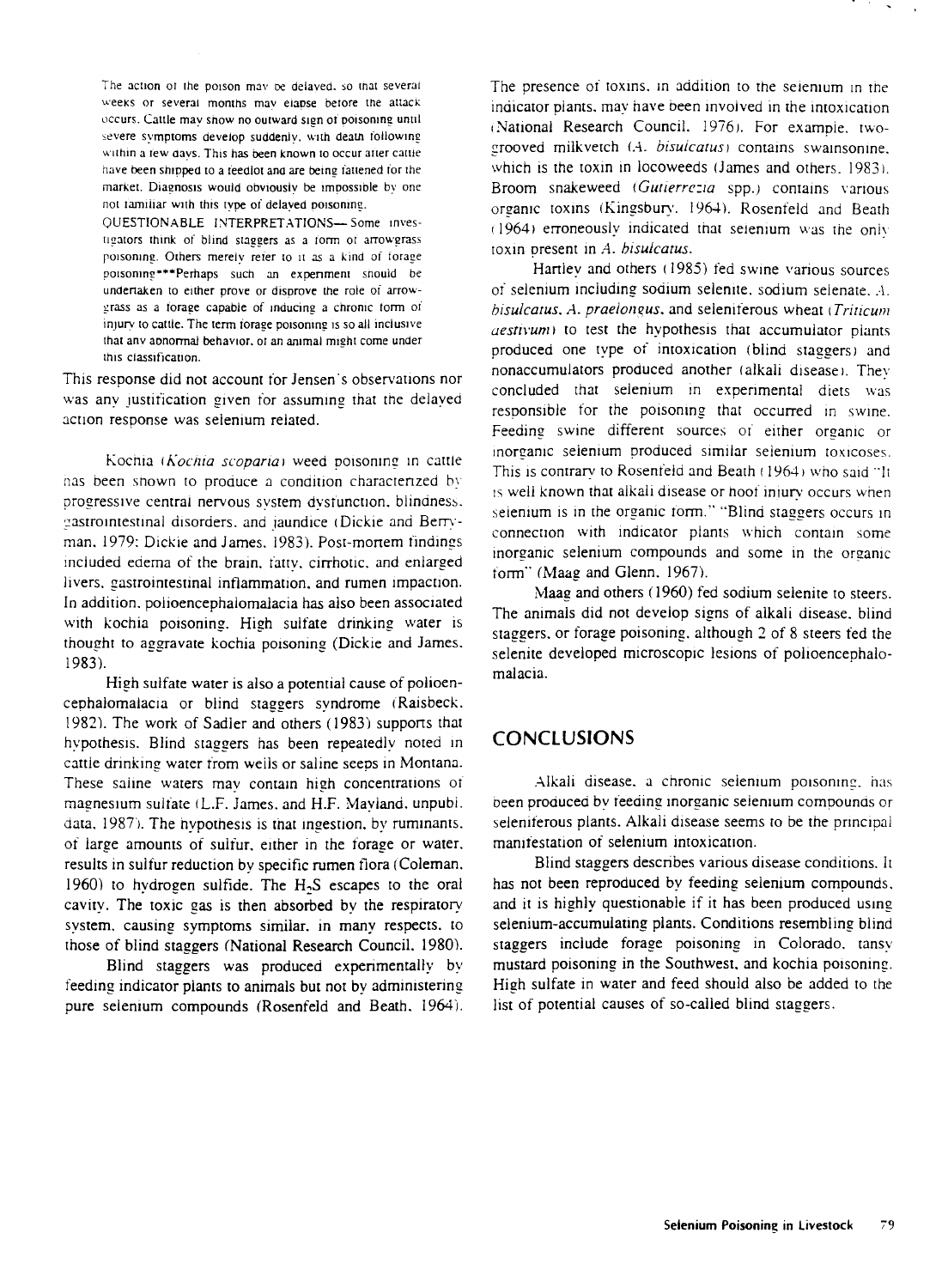> The action of the poison may be delayed, so that several weeks or several months may elapse before the attack occurs. Cattle may show no outward sign of poisoning until severe symptoms develop suddenly, with death following within a few days. This has been known to occur after cattle have been shipped to a feedlot and are being fattened for the market. Diagnosis would obviously be impossible by one not familiar with this type of delayed poisoning.
>
> QUESTIONABLE INTERPRETATIONS— Some investigators think of blind staggers as a form of arrowgrass poisoning. Others merely refer to it as a kind of forage poisoning***Perhaps such an experiment should be undertaken to either prove or disprove the role of arrowgrass as a forage capable of inducing a chronic form of injury to cattle. The term forage poisoning is so all inclusive that any abnormal behavior, of an animal might come under this classification.

This response did not account for Jensen's observations nor was any justification given for assuming that the delayed action response was selenium related.

Kochia (*Kochia scoparia*) weed poisoning in cattle has been shown to produce a condition characterized by progressive central nervous system dysfunction, blindness, gastrointestinal disorders, and jaundice (Dickie and Berryman, 1979; Dickie and James, 1983). Post-mortem findings included edema of the brain, fatty, cirrhotic, and enlarged livers, gastrointestinal inflammation, and rumen impaction. In addition, polioencephalomalacia has also been associated with kochia poisoning. High sulfate drinking water is thought to aggravate kochia poisoning (Dickie and James, 1983).

High sulfate water is also a potential cause of polioencephalomalacia or blind staggers syndrome (Raisbeck, 1982). The work of Sadler and others (1983) supports that hypothesis. Blind staggers has been repeatedly noted in cattle drinking water from wells or saline seeps in Montana. These saline waters may contain high concentrations of magnesium sulfate (L.F. James, and H.F. Mayland, unpubl. data, 1987). The hypothesis is that ingestion, by ruminants, of large amounts of sulfur, either in the forage or water, results in sulfur reduction by specific rumen flora (Coleman, 1960) to hydrogen sulfide. The $H_2S$ escapes to the oral cavity. The toxic gas is then absorbed by the respiratory system, causing symptoms similar, in many respects, to those of blind staggers (National Research Council, 1980).

Blind staggers was produced experimentally by feeding indicator plants to animals but not by administering pure selenium compounds (Rosenfeld and Beath, 1964). The presence of toxins, in addition to the selenium in the indicator plants, may have been involved in the intoxication (National Research Council, 1976). For example, two-grooved milkvetch (*A. bisulcatus*) contains swainsonine, which is the toxin in locoweeds (James and others, 1983). Broom snakeweed (*Gutierrezia* spp.) contains various organic toxins (Kingsbury, 1964). Rosenfeld and Beath (1964) erroneously indicated that selenium was the only toxin present in *A. bisulcatus*.

Hartley and others (1985) fed swine various sources of selenium including sodium selenite, sodium selenate, *A. bisulcatus*, *A. praelongus*, and seleniferous wheat (*Triticum aestivum*) to test the hypothesis that accumulator plants produced one type of intoxication (blind staggers) and nonaccumulators produced another (alkali disease). They concluded that selenium in experimental diets was responsible for the poisoning that occurred in swine. Feeding swine different sources of either organic or inorganic selenium produced similar selenium toxicoses. This is contrary to Rosenfeld and Beath (1964) who said "It is well known that alkali disease or hoof injury occurs when selenium is in the organic form." "Blind staggers occurs in connection with indicator plants which contain some inorganic selenium compounds and some in the organic form" (Maag and Glenn, 1967).

Maag and others (1960) fed sodium selenite to steers. The animals did not develop signs of alkali disease, blind staggers, or forage poisoning, although 2 of 8 steers fed the selenite developed microscopic lesions of polioencephalomalacia.

## CONCLUSIONS

Alkali disease, a chronic selenium poisoning, has been produced by feeding inorganic selenium compounds or seleniferous plants. Alkali disease seems to be the principal manifestation of selenium intoxication.

Blind staggers describes various disease conditions. It has not been reproduced by feeding selenium compounds, and it is highly questionable if it has been produced using selenium-accumulating plants. Conditions resembling blind staggers include forage poisoning in Colorado, tansy mustard poisoning in the Southwest, and kochia poisoning. High sulfate in water and feed should also be added to the list of potential causes of so-called blind staggers.